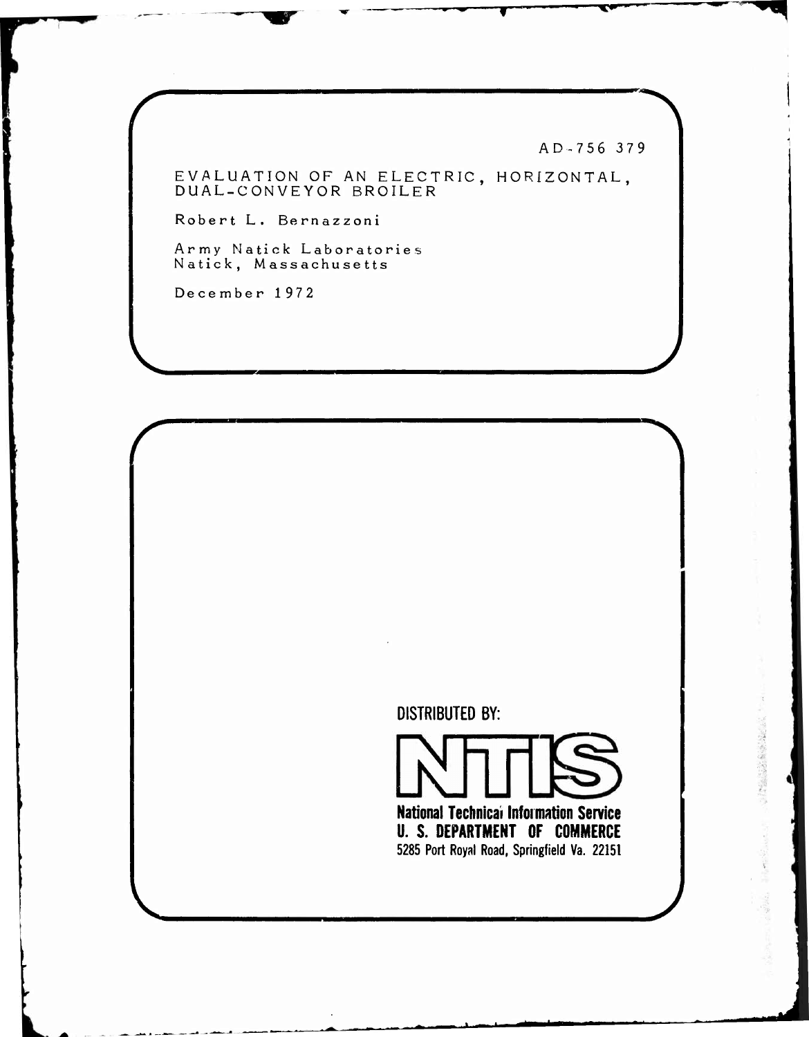AD-756 379

EVALUATION OF AN ELECTRIC, HORIZONTAL, DUAL-CONVEYOR BROILER

Robert L. Bernazzoni

Army Natick Laboratories
Natick, Massachusetts

December 1972

DISTRIBUTED BY:

NTIS

National Technical Information Service
U. S. DEPARTMENT OF COMMERCE
5285 Port Royal Road, Springfield Va. 22151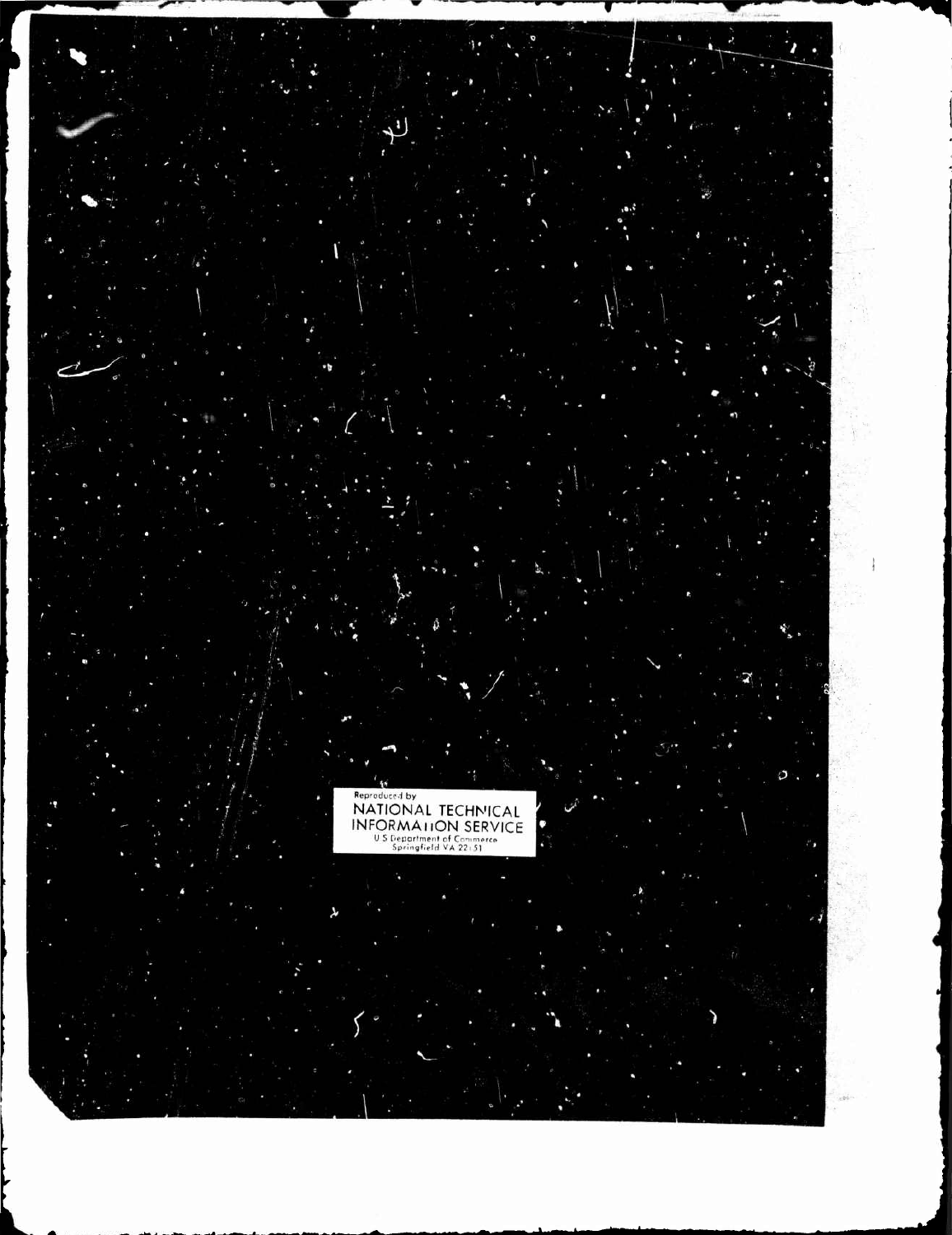Reproduced by
NATIONAL TECHNICAL
INFORMATION SERVICE
U S Department of Commerce
Springfield VA 22151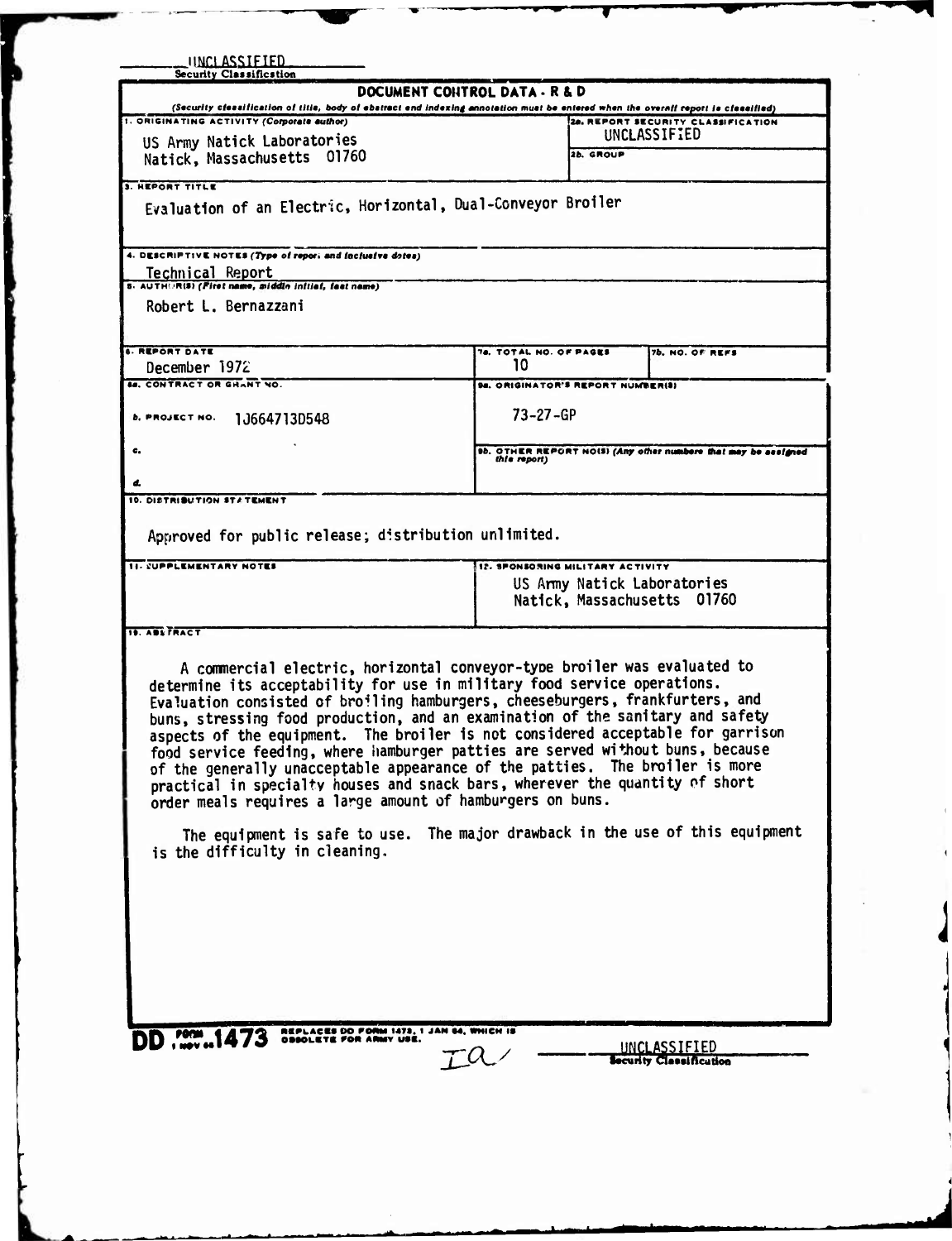UNCLASSIFIED
Security Classification

## DOCUMENT CONTROL DATA - R & D

*(Security classification of title, body of abstract and indexing annotation must be entered when the overall report is classified)*

| | |
|---|---|
| 1. ORIGINATING ACTIVITY (Corporate author)<br>US Army Natick Laboratories<br>Natick, Massachusetts 01760 | 2a. REPORT SECURITY CLASSIFICATION<br>UNCLASSIFIED<br>2b. GROUP |
| 3. REPORT TITLE<br>Evaluation of an Electric, Horizontal, Dual-Conveyor Broiler | |
| 4. DESCRIPTIVE NOTES (Type of report and inclusive dates)<br>Technical Report | |
| 5. AUTHOR(S) (First name, middle initial, last name)<br>Robert L. Bernazzani | |
| 6. REPORT DATE<br>December 1972 | 7a. TOTAL NO. OF PAGES<br>10<br>7b. NO. OF REFS |
| 8a. CONTRACT OR GRANT NO.<br>b. PROJECT NO. 1J664713D548<br>c.<br>d. | 9a. ORIGINATOR'S REPORT NUMBER(S)<br>73-27-GP<br>9b. OTHER REPORT NO(S) (Any other numbers that may be assigned this report) |
| 10. DISTRIBUTION STATEMENT<br>Approved for public release; distribution unlimited. | |
| 11. SUPPLEMENTARY NOTES | 12. SPONSORING MILITARY ACTIVITY<br>US Army Natick Laboratories<br>Natick, Massachusetts 01760 |

13. ABSTRACT

A commercial electric, horizontal conveyor-type broiler was evaluated to determine its acceptability for use in military food service operations. Evaluation consisted of broiling hamburgers, cheeseburgers, frankfurters, and buns, stressing food production, and an examination of the sanitary and safety aspects of the equipment. The broiler is not considered acceptable for garrison food service feeding, where hamburger patties are served without buns, because of the generally unacceptable appearance of the patties. The broiler is more practical in specialty houses and snack bars, wherever the quantity of short order meals requires a large amount of hamburgers on buns.

The equipment is safe to use. The major drawback in the use of this equipment is the difficulty in cleaning.

DD FORM 1 NOV 65 1473 REPLACES DD FORM 1473, 1 JAN 64, WHICH IS OBSOLETE FOR ARMY USE.

Ia

UNCLASSIFIED
Security Classification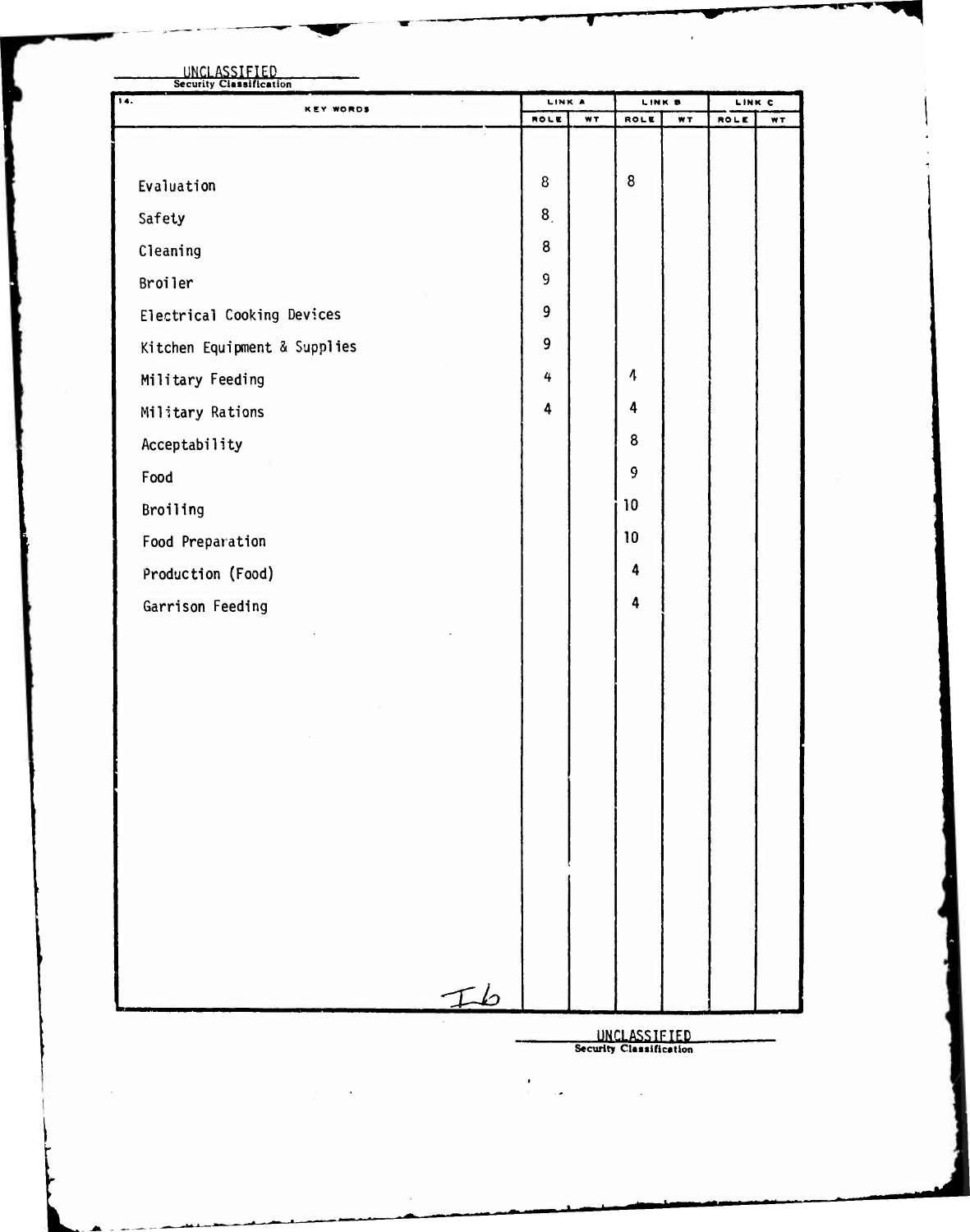UNCLASSIFIED
Security Classification

| 14. KEY WORDS | LINK A | | LINK B | | LINK C | |
|---|---|---|---|---|---|---|
| | ROLE | WT | ROLE | WT | ROLE | WT |
| Evaluation | 8 | | 8 | | | |
| Safety | 8 | | | | | |
| Cleaning | 8 | | | | | |
| Broiler | 9 | | | | | |
| Electrical Cooking Devices | 9 | | | | | |
| Kitchen Equipment & Supplies | 9 | | | | | |
| Military Feeding | 4 | | 4 | | | |
| Military Rations | 4 | | 4 | | | |
| Acceptability | | | 8 | | | |
| Food | | | 9 | | | |
| Broiling | | | 10 | | | |
| Food Preparation | | | 10 | | | |
| Production (Food) | | | 4 | | | |
| Garrison Feeding | | | 4 | | | |

UNCLASSIFIED
Security Classification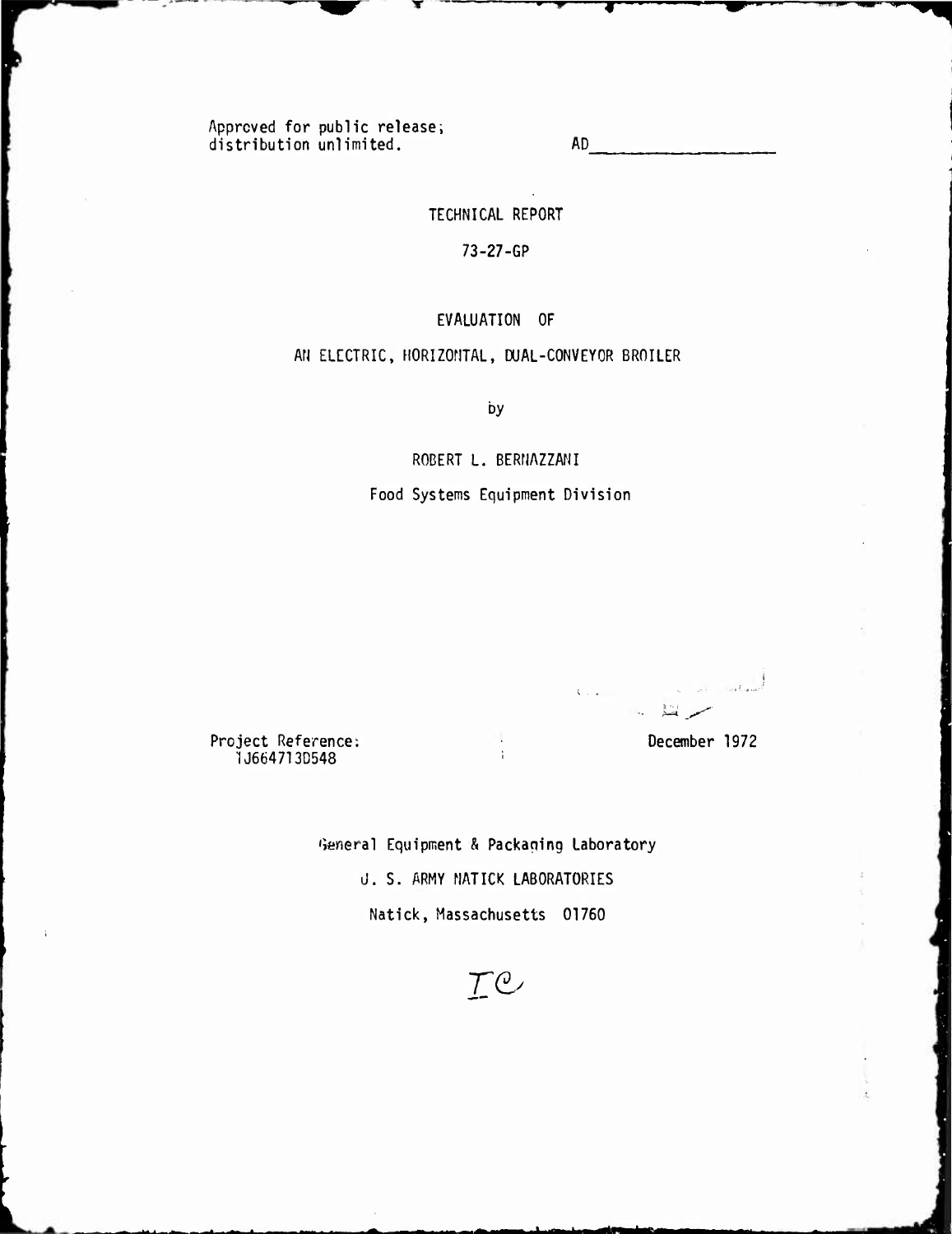Approved for public release;
distribution unlimited.

AD__________________

TECHNICAL REPORT

73-27-GP

EVALUATION OF

AN ELECTRIC, HORIZONTAL, DUAL-CONVEYOR BROILER

by

ROBERT L. BERNAZZANI

Food Systems Equipment Division

Project Reference:
1J664713D548

December 1972

General Equipment & Packaging Laboratory

U. S. ARMY NATICK LABORATORIES

Natick, Massachusetts 01760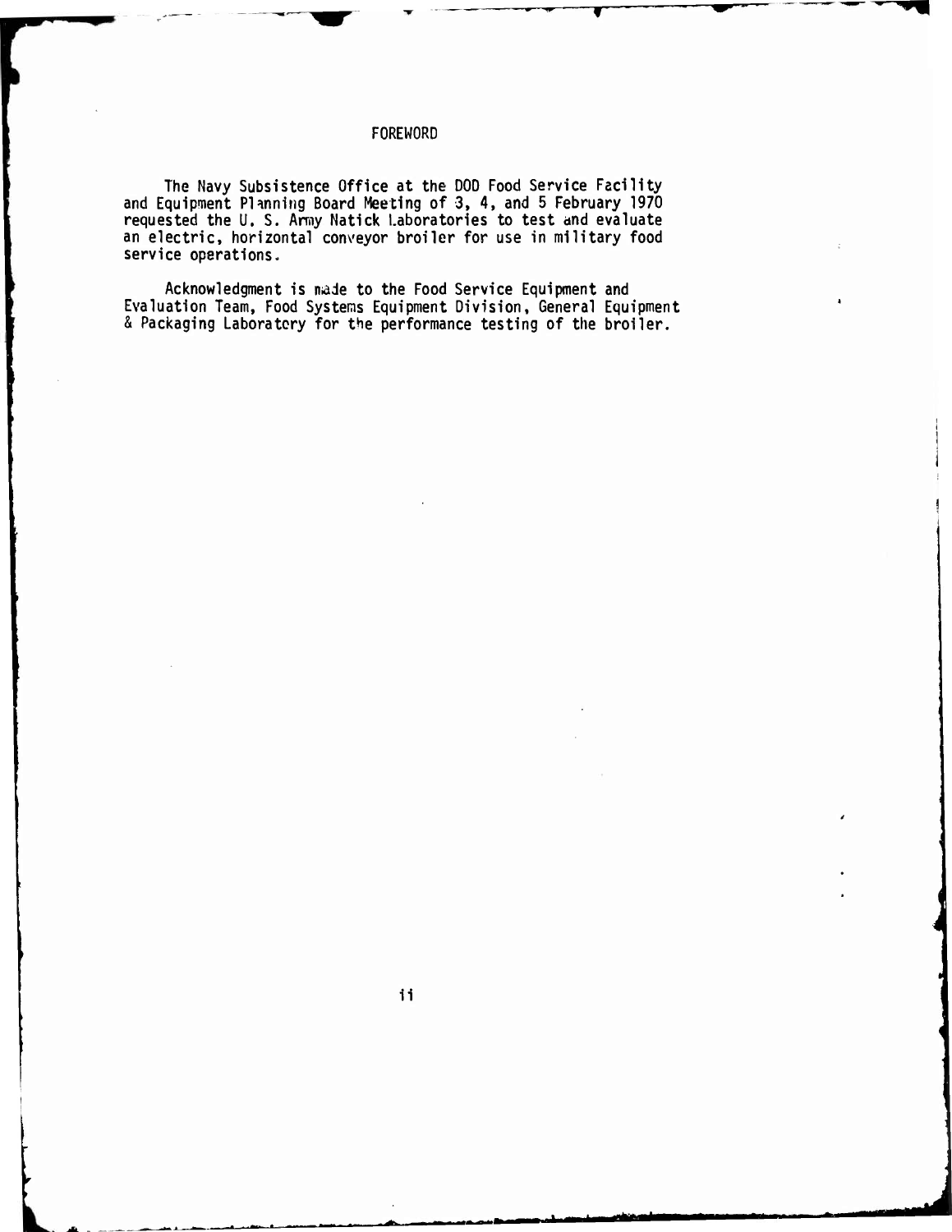# FOREWORD

The Navy Subsistence Office at the DOD Food Service Facility and Equipment Planning Board Meeting of 3, 4, and 5 February 1970 requested the U. S. Army Natick Laboratories to test and evaluate an electric, horizontal conveyor broiler for use in military food service operations.

Acknowledgment is made to the Food Service Equipment and Evaluation Team, Food Systems Equipment Division, General Equipment & Packaging Laboratory for the performance testing of the broiler.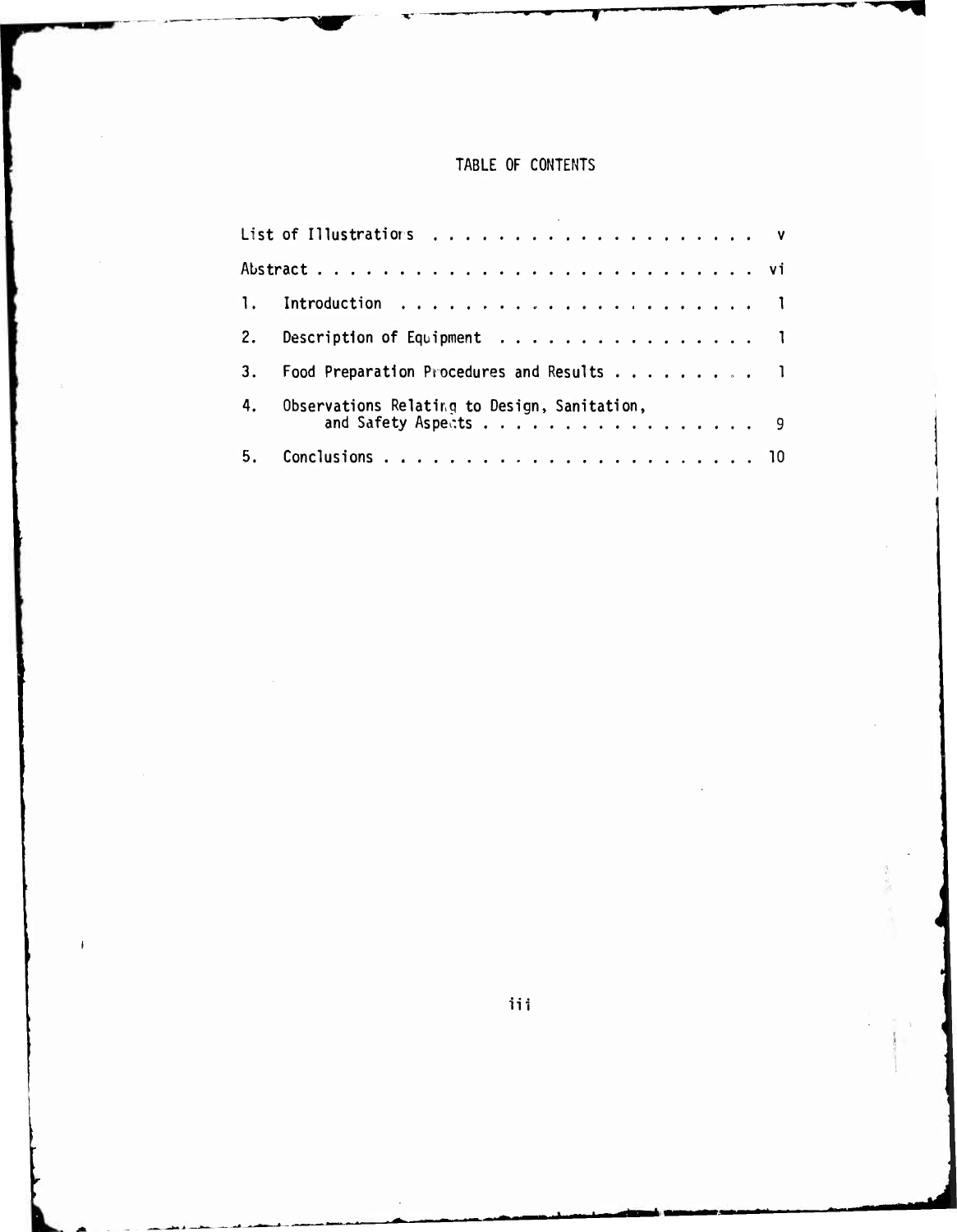# TABLE OF CONTENTS

| | | |
|---|---|---|
| List of Illustrations | | v |
| Abstract | | vi |
| 1. | Introduction | 1 |
| 2. | Description of Equipment | 1 |
| 3. | Food Preparation Procedures and Results | 1 |
| 4. | Observations Relating to Design, Sanitation, and Safety Aspects | 9 |
| 5. | Conclusions | 10 |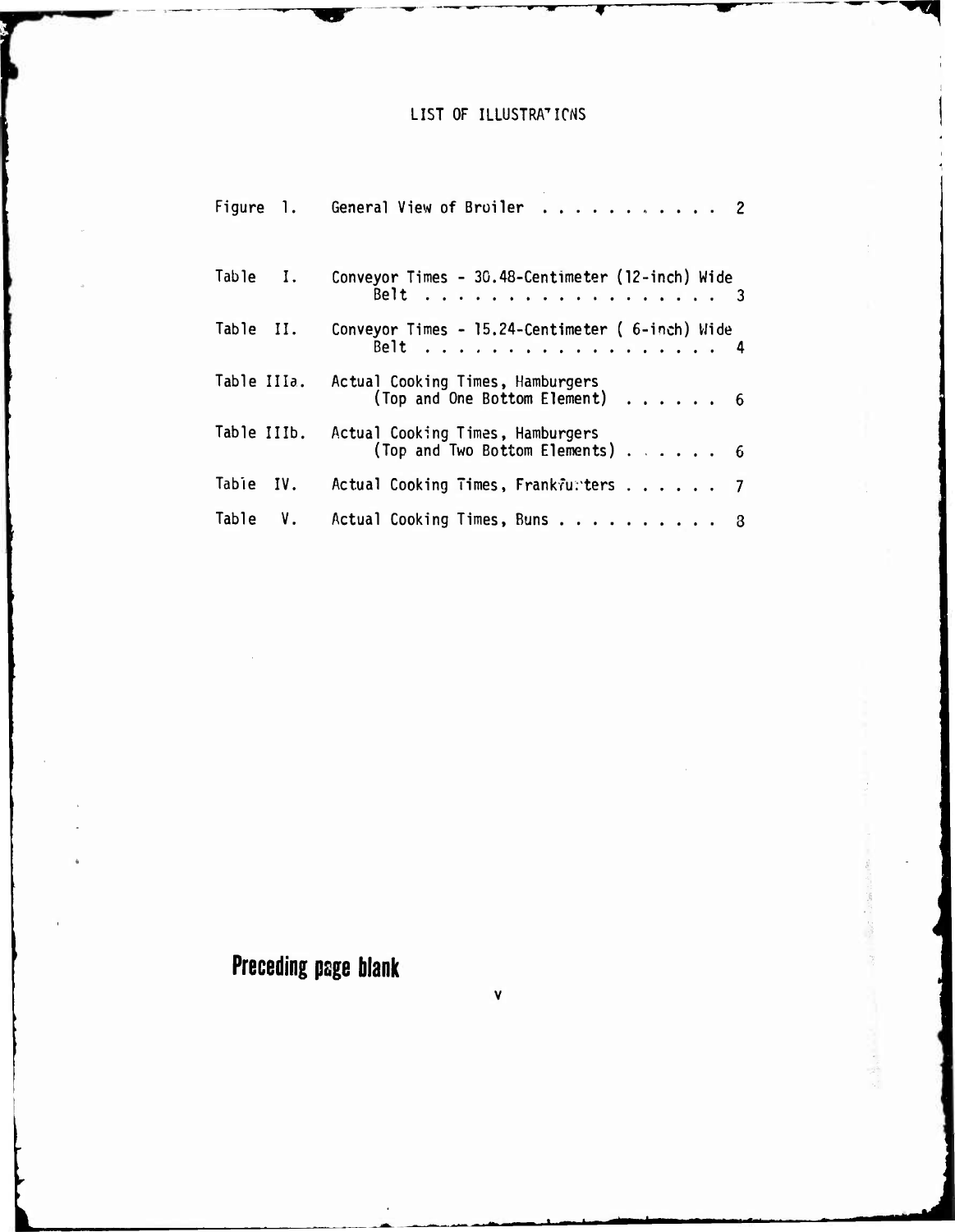# LIST OF ILLUSTRATIONS

| | | |
|---|---|---|
| Figure 1. | General View of Broiler | 2 |
| Table I. | Conveyor Times - 30.48-Centimeter (12-inch) Wide Belt | 3 |
| Table II. | Conveyor Times - 15.24-Centimeter ( 6-inch) Wide Belt | 4 |
| Table IIIa. | Actual Cooking Times, Hamburgers (Top and One Bottom Element) | 6 |
| Table IIIb. | Actual Cooking Times, Hamburgers (Top and Two Bottom Elements) | 6 |
| Table IV. | Actual Cooking Times, Frankfurters | 7 |
| Table V. | Actual Cooking Times, Buns | 8 |

**Preceding page blank**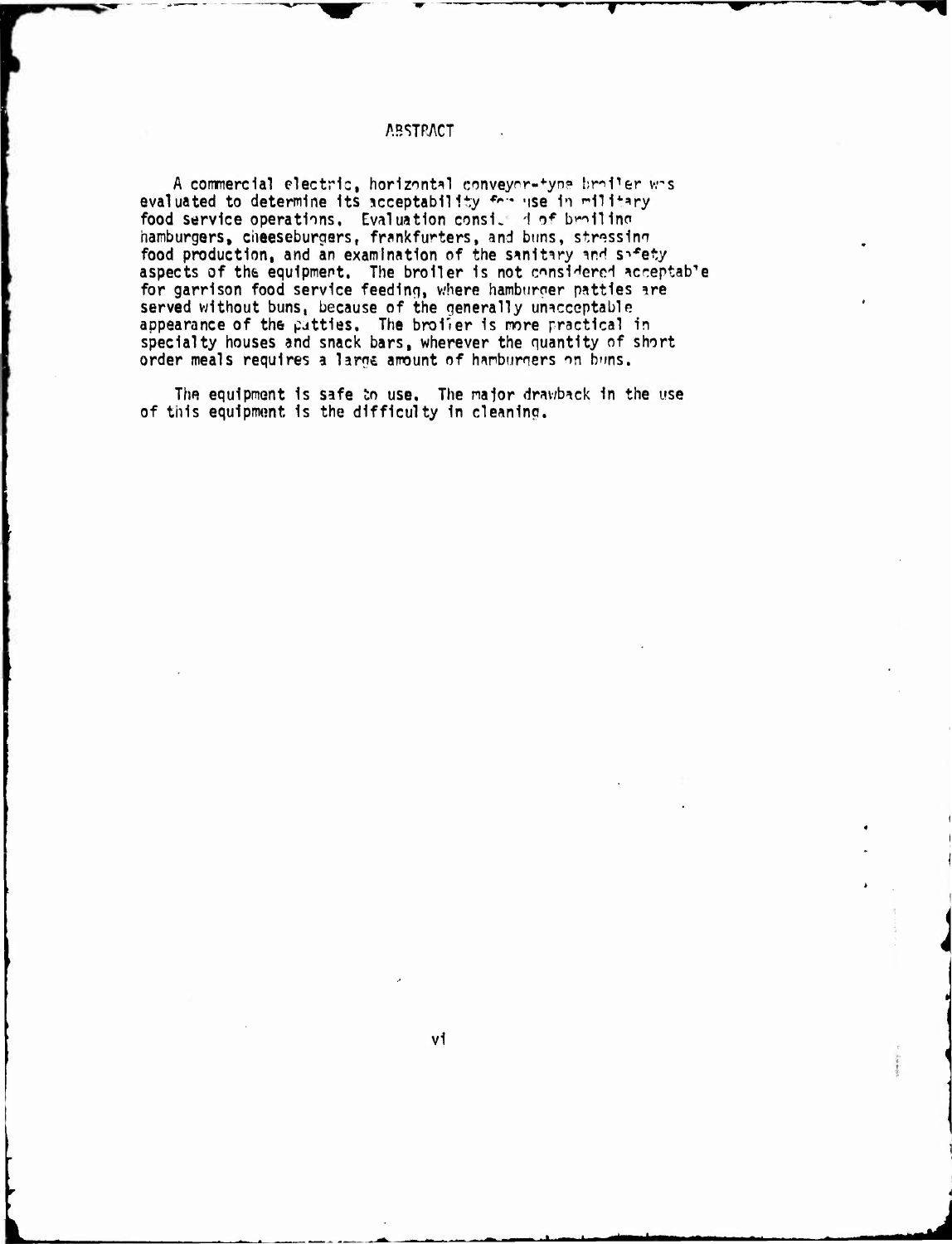# ABSTRACT

A commercial electric, horizontal conveyor-type broiler was evaluated to determine its acceptability for use in military food service operations. Evaluation consisted of broiling hamburgers, cheeseburgers, frankfurters, and buns, stressing food production, and an examination of the sanitary and safety aspects of the equipment. The broiler is not considered acceptable for garrison food service feeding, where hamburger patties are served without buns, because of the generally unacceptable appearance of the patties. The broiler is more practical in specialty houses and snack bars, wherever the quantity of short order meals requires a large amount of hamburgers on buns.

The equipment is safe to use. The major drawback in the use of this equipment is the difficulty in cleaning.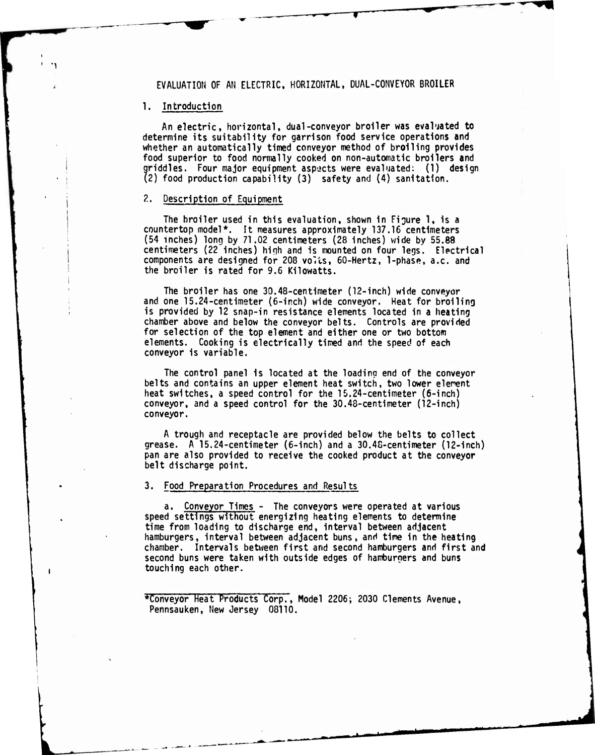# EVALUATION OF AN ELECTRIC, HORIZONTAL, DUAL-CONVEYOR BROILER

## 1. Introduction

An electric, horizontal, dual-conveyor broiler was evaluated to determine its suitability for garrison food service operations and whether an automatically timed conveyor method of broiling provides food superior to food normally cooked on non-automatic broilers and griddles. Four major equipment aspects were evaluated: (1) design (2) food production capability (3) safety and (4) sanitation.

## 2. Description of Equipment

The broiler used in this evaluation, shown in Figure 1, is a countertop model*. It measures approximately 137.16 centimeters (54 inches) long by 71.02 centimeters (28 inches) wide by 55.88 centimeters (22 inches) high and is mounted on four legs. Electrical components are designed for 208 volts, 60-Hertz, 1-phase, a.c. and the broiler is rated for 9.6 Kilowatts.

The broiler has one 30.48-centimeter (12-inch) wide conveyor and one 15.24-centimeter (6-inch) wide conveyor. Heat for broiling is provided by 12 snap-in resistance elements located in a heating chamber above and below the conveyor belts. Controls are provided for selection of the top element and either one or two bottom elements. Cooking is electrically timed and the speed of each conveyor is variable.

The control panel is located at the loading end of the conveyor belts and contains an upper element heat switch, two lower element heat switches, a speed control for the 15.24-centimeter (6-inch) conveyor, and a speed control for the 30.48-centimeter (12-inch) conveyor.

A trough and receptacle are provided below the belts to collect grease. A 15.24-centimeter (6-inch) and a 30.48-centimeter (12-inch) pan are also provided to receive the cooked product at the conveyor belt discharge point.

## 3. Food Preparation Procedures and Results

a. Conveyor Times - The conveyors were operated at various speed settings without energizing heating elements to determine time from loading to discharge end, interval between adjacent hamburgers, interval between adjacent buns, and time in the heating chamber. Intervals between first and second hamburgers and first and second buns were taken with outside edges of hamburgers and buns touching each other.

*Conveyor Heat Products Corp., Model 2206; 2030 Clements Avenue, Pennsauken, New Jersey 08110.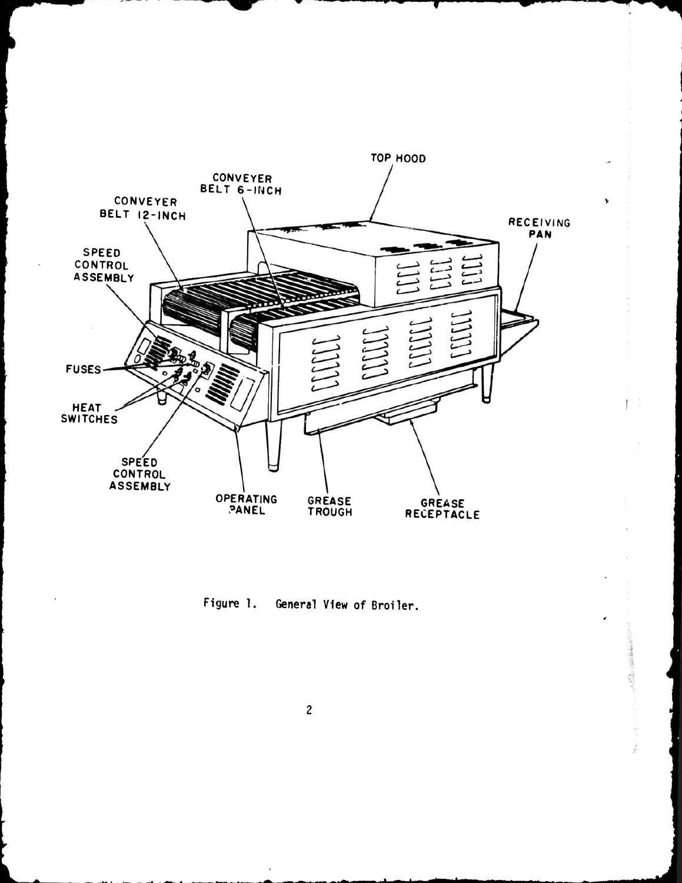TOP HOOD

CONVEYER BELT 6-INCH

CONVEYER BELT 12-INCH

RECEIVING PAN

SPEED CONTROL ASSEMBLY

FUSES

HEAT SWITCHES

SPEED CONTROL ASSEMBLY

OPERATING PANEL

GREASE TROUGH

GREASE RECEPTACLE

Figure 1. General View of Broiler.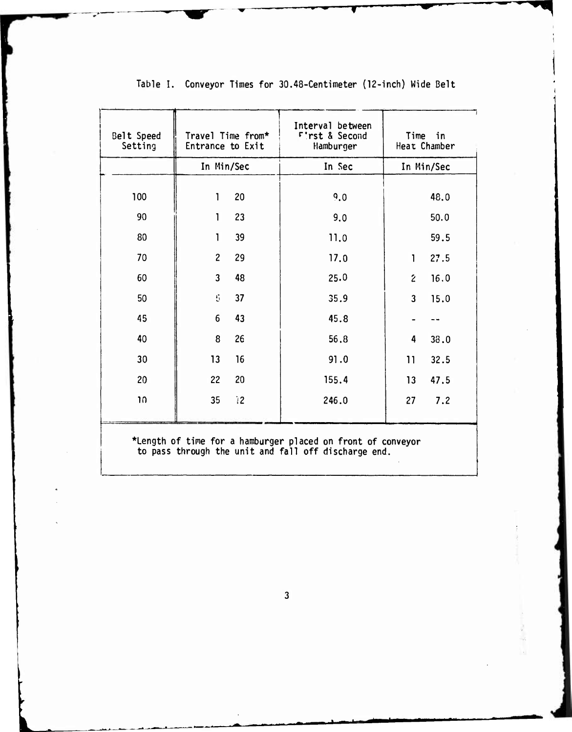Table I. Conveyor Times for 30.48-Centimeter (12-inch) Wide Belt

| Belt Speed Setting | Travel Time from* Entrance to Exit | Interval between First & Second Hamburger | Time in Heat Chamber |
|---|---|---|---|
| | In Min/Sec | In Sec | In Min/Sec |
| 100 | 1 20 | 9.0 | 48.0 |
| 90 | 1 23 | 9.0 | 50.0 |
| 80 | 1 39 | 11.0 | 59.5 |
| 70 | 2 29 | 17.0 | 1 27.5 |
| 60 | 3 48 | 25.0 | 2 16.0 |
| 50 | 5 37 | 35.9 | 3 15.0 |
| 45 | 6 43 | 45.8 | - -- |
| 40 | 8 26 | 56.8 | 4 38.0 |
| 30 | 13 16 | 91.0 | 11 32.5 |
| 20 | 22 20 | 155.4 | 13 47.5 |
| 10 | 35 12 | 246.0 | 27 7.2 |

*Length of time for a hamburger placed on front of conveyor to pass through the unit and fall off discharge end.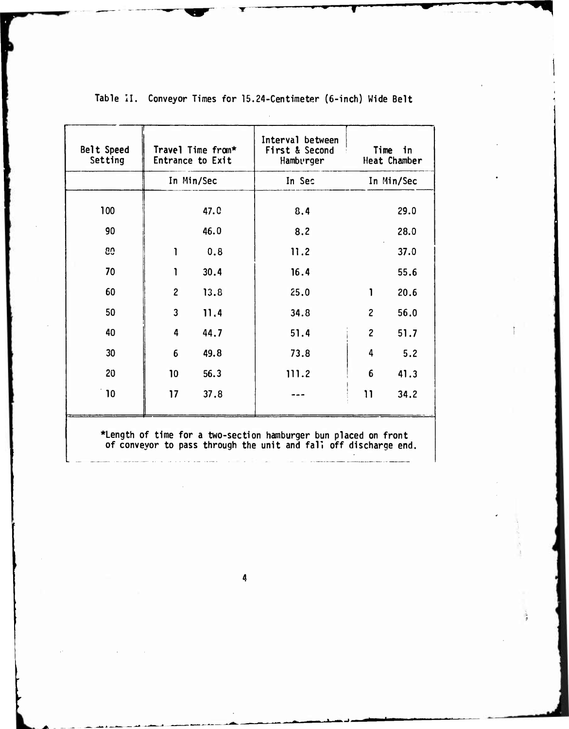Table II. Conveyor Times for 15.24-Centimeter (6-inch) Wide Belt

| Belt Speed Setting | Travel Time from* Entrance to Exit | Interval between First & Second Hamburger | Time in Heat Chamber |
|---|---|---|---|
| | In Min/Sec | In Sec | In Min/Sec |
| 100 | 47.0 | 8.4 | 29.0 |
| 90 | 46.0 | 8.2 | 28.0 |
| 80 | 1 0.8 | 11.2 | 37.0 |
| 70 | 1 30.4 | 16.4 | 55.6 |
| 60 | 2 13.8 | 25.0 | 1 20.6 |
| 50 | 3 11.4 | 34.8 | 2 56.0 |
| 40 | 4 44.7 | 51.4 | 2 51.7 |
| 30 | 6 49.8 | 73.8 | 4 5.2 |
| 20 | 10 56.3 | 111.2 | 6 41.3 |
| 10 | 17 37.8 | --- | 11 34.2 |

*Length of time for a two-section hamburger bun placed on front of conveyor to pass through the unit and fall off discharge end.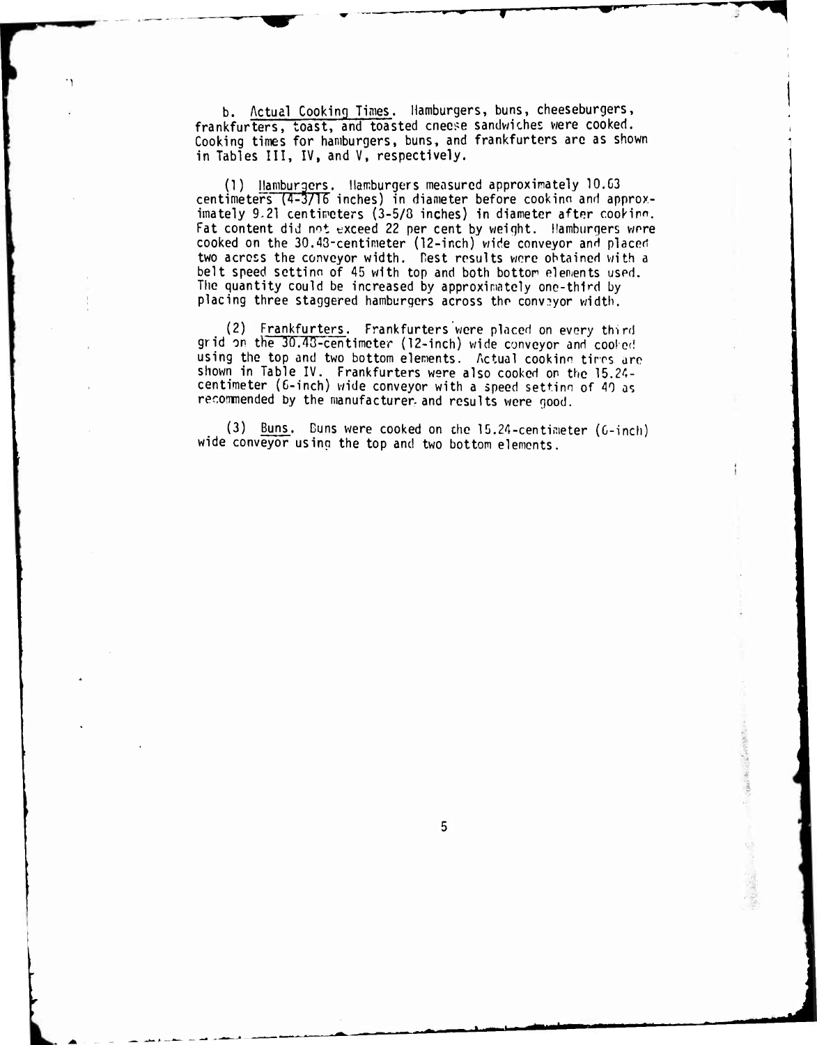b. <u>Actual Cooking Times</u>. Hamburgers, buns, cheeseburgers, frankfurters, toast, and toasted cheese sandwiches were cooked. Cooking times for hamburgers, buns, and frankfurters are as shown in Tables III, IV, and V, respectively.

(1) <u>Hamburgers</u>. Hamburgers measured approximately 10.63 centimeters (4-3/16 inches) in diameter before cooking and approximately 9.21 centimeters (3-5/8 inches) in diameter after cooking. Fat content did not exceed 22 per cent by weight. Hamburgers were cooked on the 30.48-centimeter (12-inch) wide conveyor and placed two across the conveyor width. Best results were obtained with a belt speed setting of 45 with top and both bottom elements used. The quantity could be increased by approximately one-third by placing three staggered hamburgers across the conveyor width.

(2) <u>Frankfurters</u>. Frankfurters were placed on every third grid on the 30.48-centimeter (12-inch) wide conveyor and cooked using the top and two bottom elements. Actual cooking times are shown in Table IV. Frankfurters were also cooked on the 15.24-centimeter (6-inch) wide conveyor with a speed setting of 40 as recommended by the manufacturer and results were good.

(3) <u>Buns</u>. Buns were cooked on the 15.24-centimeter (6-inch) wide conveyor using the top and two bottom elements.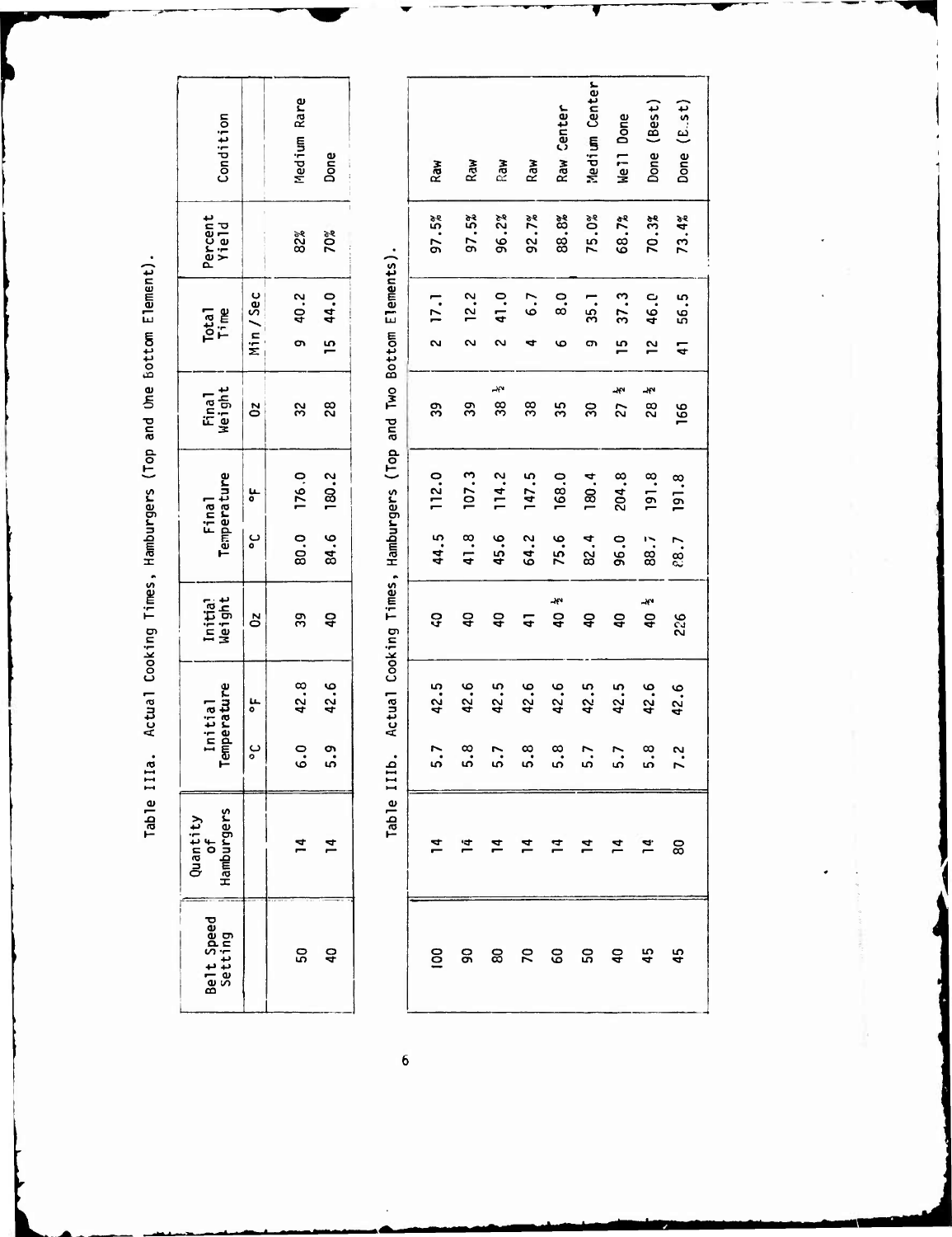Table IIIa. Actual Cooking Times, Hamburgers (Top and One Bottom Element).

| Belt Speed Setting | Quantity of Hamburgers | Initial Temperature | | Initial Weight | Final Temperature | | Final Weight | Total Time | | Percent Yield | Condition |
|---|---|---|---|---|---|---|---|---|---|---|---|
| | | °C | °F | Oz | °C | °F | Oz | Min / Sec | | | |
| 50 | 14 | 6.0 | 42.8 | 39 | 80.0 | 176.0 | 32 | 9 | 40.2 | 82% | Medium Rare |
| 40 | 14 | 5.9 | 42.6 | 40 | 84.6 | 180.2 | 28 | 15 | 44.0 | 70% | Done |

Table IIIb. Actual Cooking Times, Hamburgers (Top and Two Bottom Elements).

| Belt Speed Setting | Quantity of Hamburgers | Initial Temperature | | Initial Weight | Final Temperature | | Final Weight | Total Time | | Percent Yield | Condition |
|---|---|---|---|---|---|---|---|---|---|---|---|
| | | °C | °F | Oz | °C | °F | Oz | Min / Sec | | | |
| 100 | 14 | 5.7 | 42.5 | 40 | 44.5 | 112.0 | 39 | 2 | 17.1 | 97.5% | Raw |
| 90 | 14 | 5.8 | 42.6 | 40 | 41.8 | 107.3 | 39 | 2 | 12.2 | 97.5% | Raw |
| 80 | 14 | 5.7 | 42.5 | 40 | 45.6 | 114.2 | 38 ½ | 2 | 41.0 | 96.2% | Raw |
| 70 | 14 | 5.8 | 42.6 | 41 | 64.2 | 147.5 | 38 | 4 | 6.7 | 92.7% | Raw |
| 60 | 14 | 5.8 | 42.6 | 40 ½ | 75.6 | 168.0 | 35 | 6 | 8.0 | 88.8% | Raw Center |
| 50 | 14 | 5.7 | 42.5 | 40 | 82.4 | 180.4 | 30 | 9 | 35.1 | 75.0% | Medium Center |
| 40 | 14 | 5.7 | 42.5 | 40 | 96.0 | 204.8 | 27 ½ | 15 | 37.3 | 68.7% | Well Done |
| 45 | 14 | 5.8 | 42.6 | 40 ½ | 88.7 | 191.8 | 28 ½ | 12 | 46.0 | 70.3% | Done (Best) |
| 45 | 80 | 7.2 | 42.6 | 226 | 88.7 | 191.8 | 166 | 41 | 56.5 | 73.4% | Done (Best) |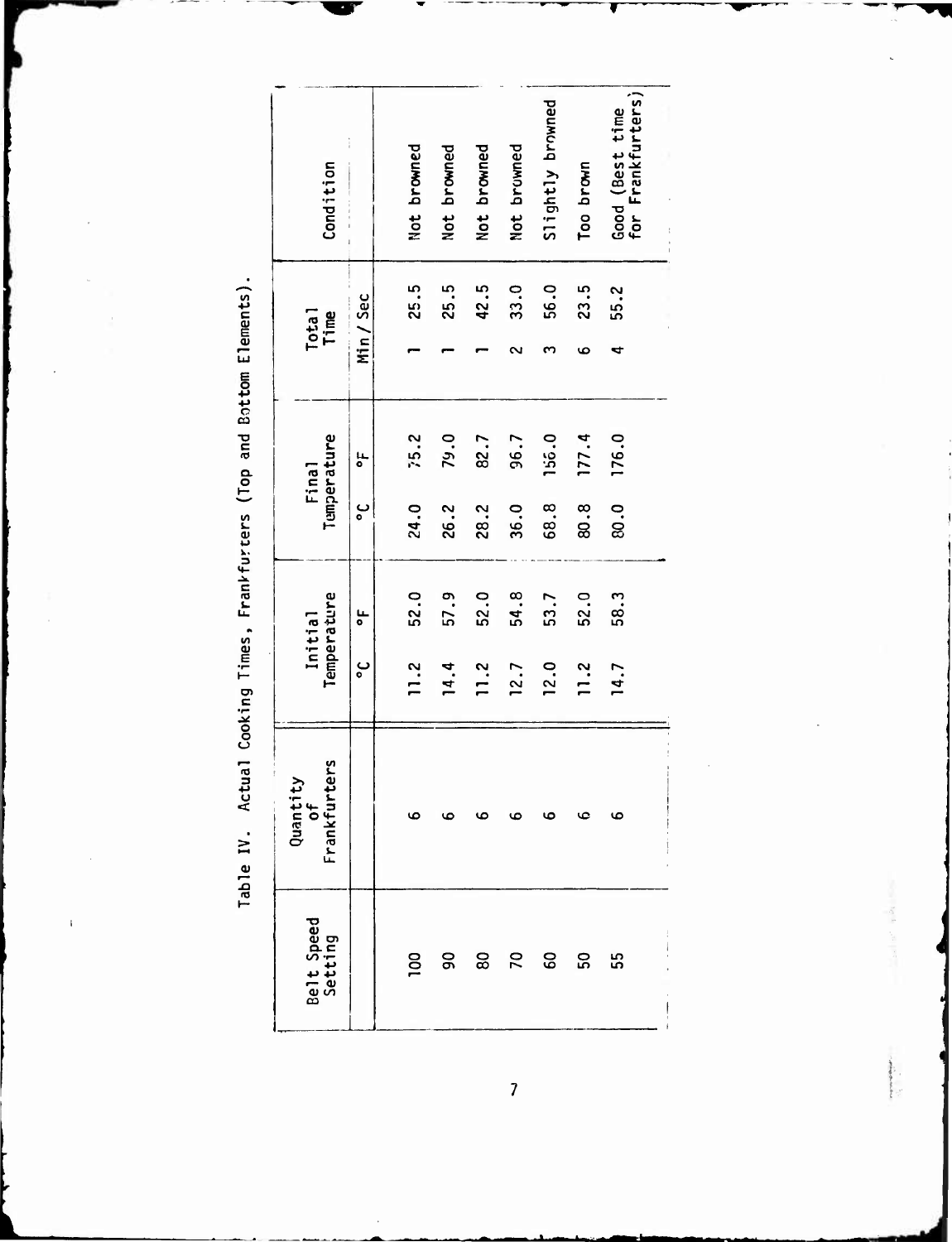Table IV. Actual Cooking Times, Frankfurters (Top and Bottom Elements).

| Belt Speed Setting | Quantity of Frankfurters | Initial Temperature | | Final Temperature | | Total Time | | Condition |
|---|---|---|---|---|---|---|---|---|
| | | °C | °F | °C | °F | Min | Sec | |
| 100 | 6 | 11.2 | 52.0 | 24.0 | 75.2 | 1 | 25.5 | Not browned |
| 90 | 6 | 14.4 | 57.9 | 26.2 | 79.0 | 1 | 25.5 | Not browned |
| 80 | 6 | 11.2 | 52.0 | 28.2 | 82.7 | 1 | 42.5 | Not browned |
| 70 | 6 | 12.7 | 54.8 | 36.0 | 96.7 | 2 | 33.0 | Not browned |
| 60 | 6 | 12.0 | 53.7 | 68.8 | 156.0 | 3 | 56.0 | Slightly browned |
| 50 | 6 | 11.2 | 52.0 | 80.8 | 177.4 | 6 | 23.5 | Too brown |
| 55 | 6 | 14.7 | 58.3 | 80.0 | 176.0 | 4 | 55.2 | Good (Best time for Frankfurters) |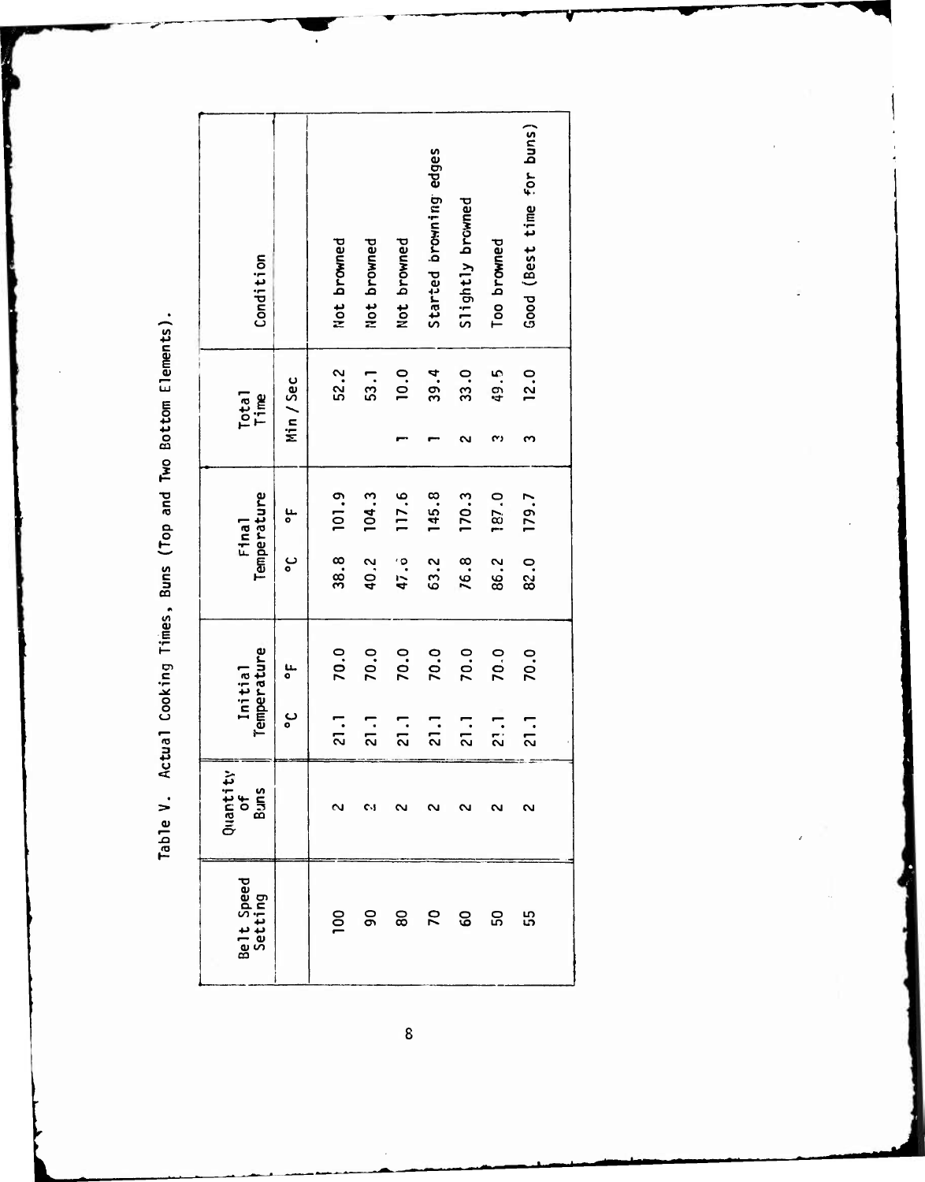Table V. Actual Cooking Times, Buns (Top and Two Bottom Elements).

| Belt Speed Setting | Quantity of Buns | Initial Temperature | | Final Temperature | | Total Time | | Condition |
|---|---|---|---|---|---|---|---|---|
| | | °C | °F | °C | °F | Min / Sec | | |
| 100 | 2 | 21.1 | 70.0 | 38.8 | 101.9 | | 52.2 | Not browned |
| 90 | 2 | 21.1 | 70.0 | 40.2 | 104.3 | | 53.1 | Not browned |
| 80 | 2 | 21.1 | 70.0 | 47.6 | 117.6 | 1 | 10.0 | Not browned |
| 70 | 2 | 21.1 | 70.0 | 63.2 | 145.8 | 1 | 39.4 | Started browning edges |
| 60 | 2 | 21.1 | 70.0 | 76.8 | 170.3 | 2 | 33.0 | Slightly browned |
| 50 | 2 | 21.1 | 70.0 | 86.2 | 187.0 | 3 | 49.5 | Too browned |
| 55 | 2 | 21.1 | 70.0 | 82.0 | 179.7 | 3 | 12.0 | Good (Best time for buns) |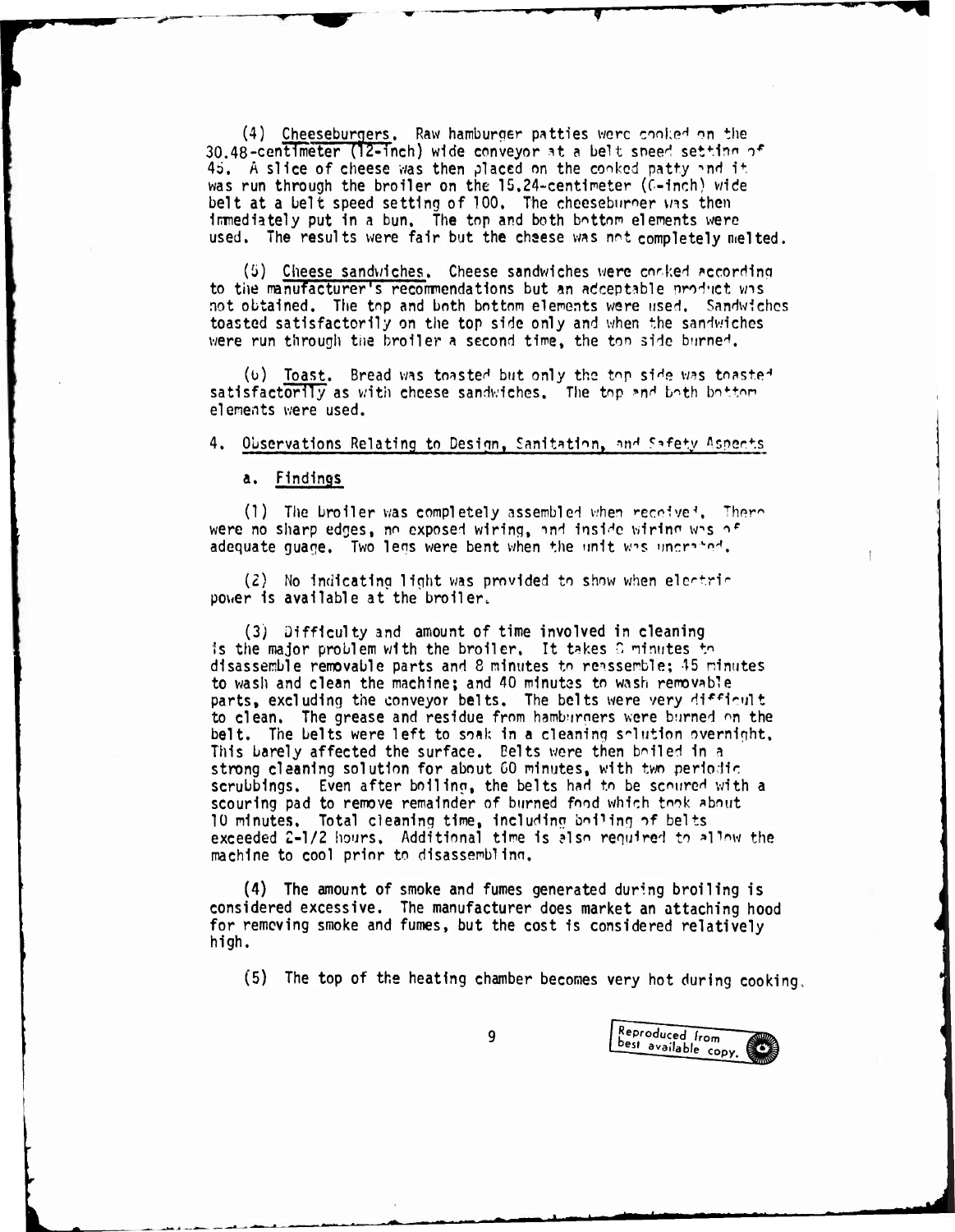(4) Cheeseburgers. Raw hamburger patties were cooked on the 30.48-centimeter (12-inch) wide conveyor at a belt speed setting of 45. A slice of cheese was then placed on the cooked patty and it was run through the broiler on the 15.24-centimeter (6-inch) wide belt at a belt speed setting of 100. The cheeseburger was then immediately put in a bun. The top and both bottom elements were used. The results were fair but the cheese was not completely melted.

(5) Cheese sandwiches. Cheese sandwiches were cooked according to the manufacturer's recommendations but an acceptable product was not obtained. The top and both bottom elements were used. Sandwiches toasted satisfactorily on the top side only and when the sandwiches were run through the broiler a second time, the top side burned.

(6) Toast. Bread was toasted but only the top side was toasted satisfactorily as with cheese sandwiches. The top and both bottom elements were used.

4. Observations Relating to Design, Sanitation, and Safety Aspects

a. Findings

(1) The broiler was completely assembled when received. There were no sharp edges, no exposed wiring, and inside wiring was of adequate guage. Two legs were bent when the unit was uncrated.

(2) No indicating light was provided to show when electric power is available at the broiler.

(3) Difficulty and amount of time involved in cleaning is the major problem with the broiler. It takes 8 minutes to disassemble removable parts and 8 minutes to reassemble; 45 minutes to wash and clean the machine; and 40 minutes to wash removable parts, excluding the conveyor belts. The belts were very difficult to clean. The grease and residue from hamburgers were burned on the belt. The belts were left to soak in a cleaning solution overnight. This barely affected the surface. Belts were then boiled in a strong cleaning solution for about 60 minutes, with two periodic scrubbings. Even after boiling, the belts had to be scoured with a scouring pad to remove remainder of burned food which took about 10 minutes. Total cleaning time, including boiling of belts exceeded 2-1/2 hours. Additional time is also required to allow the machine to cool prior to disassembling.

(4) The amount of smoke and fumes generated during broiling is considered excessive. The manufacturer does market an attaching hood for removing smoke and fumes, but the cost is considered relatively high.

(5) The top of the heating chamber becomes very hot during cooking.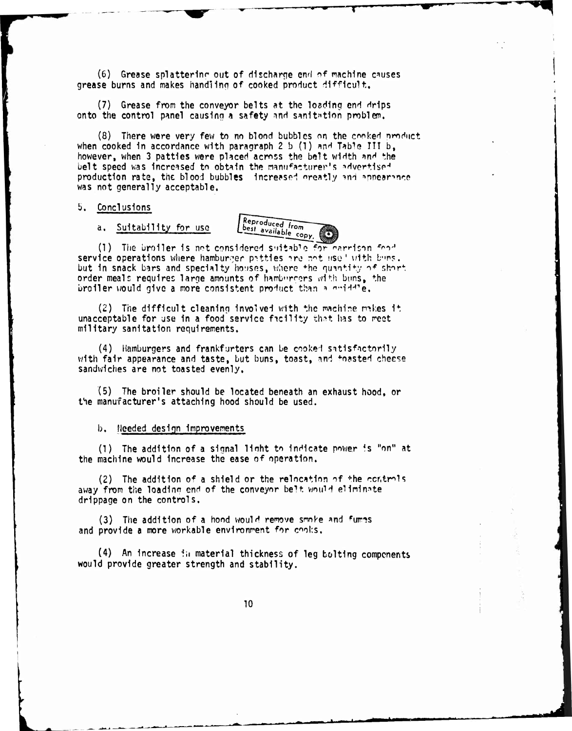(6) Grease splattering out of discharge end of machine causes grease burns and makes handling of cooked product difficult.

(7) Grease from the conveyor belts at the loading end drips onto the control panel causing a safety and sanitation problem.

(8) There were very few to no blood bubbles on the cooked product when cooked in accordance with paragraph 2 b (1) and Table III b, however, when 3 patties were placed across the belt width and the belt speed was increased to obtain the manufacturer's advertised production rate, the blood bubbles increased greatly and appearance was not generally acceptable.

5. Conclusions

a. Suitability for use

(1) The broiler is not considered suitable for garrison food service operations where hamburger patties are not used with buns, but in snack bars and specialty houses, where the quantity of short order meals requires large amounts of hamburgers with buns, the broiler would give a more consistent product than a griddle.

(2) The difficult cleaning involved with the machine makes it unacceptable for use in a food service facility that has to meet military sanitation requirements.

(4) Hamburgers and frankfurters can be cooked satisfactorily with fair appearance and taste, but buns, toast, and toasted cheese sandwiches are not toasted evenly.

(5) The broiler should be located beneath an exhaust hood, or the manufacturer's attaching hood should be used.

b. Needed design improvements

(1) The addition of a signal light to indicate power is "on" at the machine would increase the ease of operation.

(2) The addition of a shield or the relocation of the controls away from the loading end of the conveyor belt would eliminate drippage on the controls.

(3) The addition of a hood would remove smoke and fumes and provide a more workable environment for cooks.

(4) An increase in material thickness of leg bolting components would provide greater strength and stability.